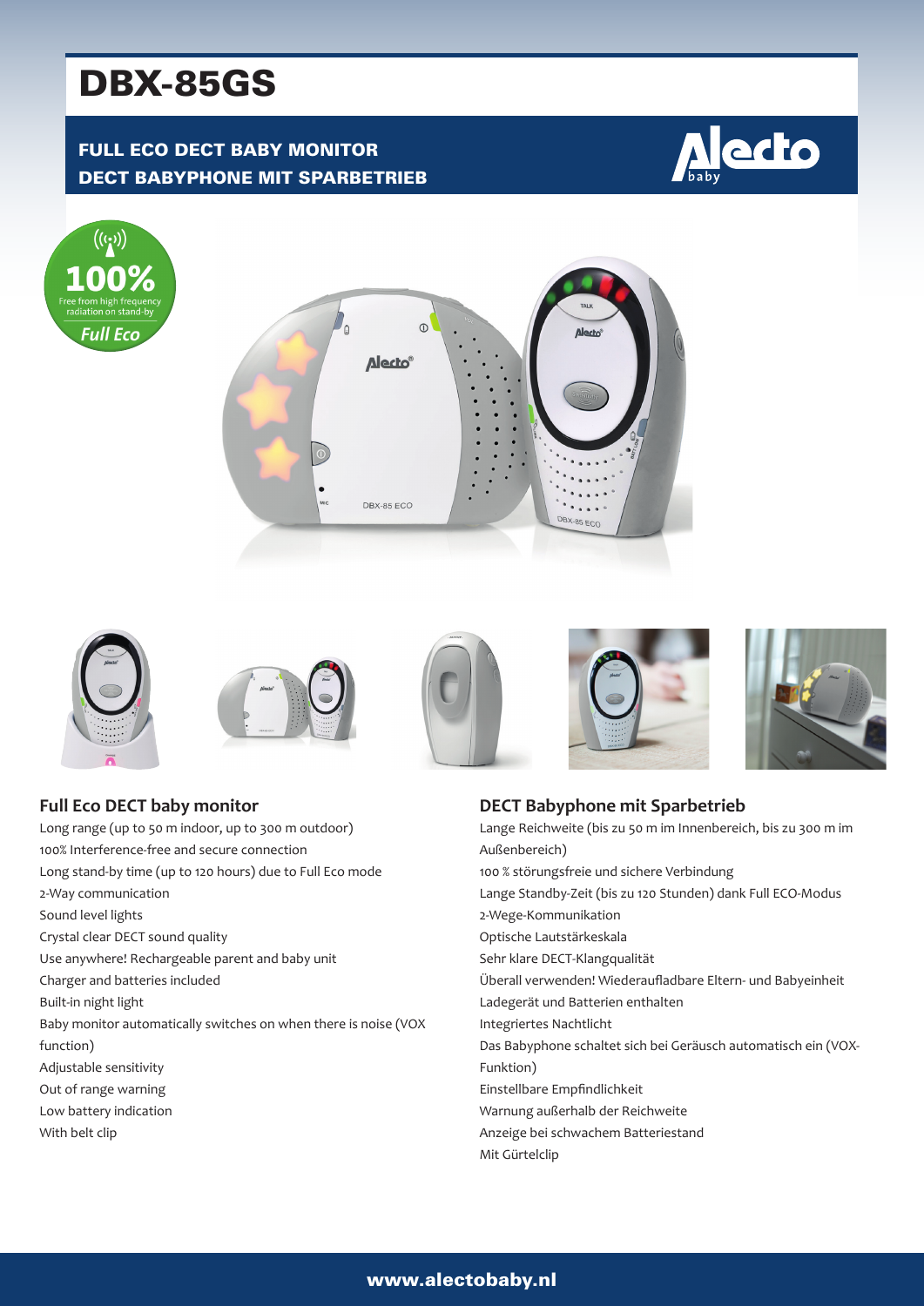# DBX-85GS

**FULL ECO DECT BABY MONITOR**
**DECT BABYPHONE MIT SPARBETRIEB**

100% Free from high frequency radiation on stand-by
Full Eco

## Full Eco DECT baby monitor

- Long range (up to 50 m indoor, up to 300 m outdoor)
- 100% Interference-free and secure connection
- Long stand-by time (up to 120 hours) due to Full Eco mode
- 2-Way communication
- Sound level lights
- Crystal clear DECT sound quality
- Use anywhere! Rechargeable parent and baby unit
- Charger and batteries included
- Built-in night light
- Baby monitor automatically switches on when there is noise (VOX function)
- Adjustable sensitivity
- Out of range warning
- Low battery indication
- With belt clip

## DECT Babyphone mit Sparbetrieb

- Lange Reichweite (bis zu 50 m im Innenbereich, bis zu 300 m im Außenbereich)
- 100 % störungsfreie und sichere Verbindung
- Lange Standby-Zeit (bis zu 120 Stunden) dank Full ECO-Modus
- 2-Wege-Kommunikation
- Optische Lautstärkeskala
- Sehr klare DECT-Klangqualität
- Überall verwenden! Wiederaufladbare Eltern- und Babyeinheit
- Ladegerät und Batterien enthalten
- Integriertes Nachtlicht
- Das Babyphone schaltet sich bei Geräusch automatisch ein (VOX-Funktion)
- Einstellbare Empfindlichkeit
- Warnung außerhalb der Reichweite
- Anzeige bei schwachem Batteriestand
- Mit Gürtelclip

www.alectobaby.nl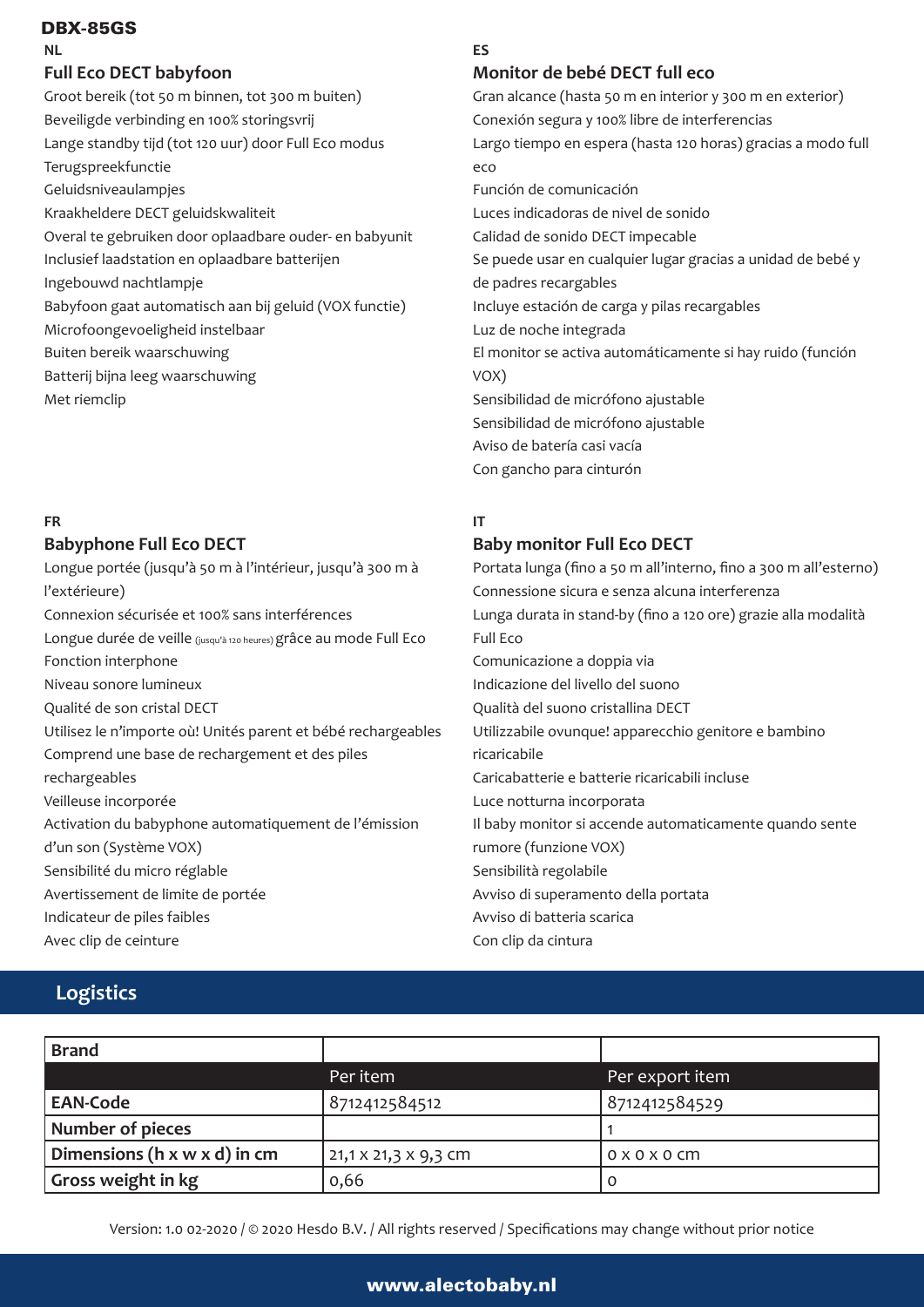**DBX-85GS**

NL

## Full Eco DECT babyfoon

Groot bereik (tot 50 m binnen, tot 300 m buiten)
Beveiligde verbinding en 100% storingsvrij
Lange standby tijd (tot 120 uur) door Full Eco modus
Terugspreekfunctie
Geluidsniveaulampjes
Kraakheldere DECT geluidskwaliteit
Overal te gebruiken door oplaadbare ouder- en babyunit
Inclusief laadstation en oplaadbare batterijen
Ingebouwd nachtlampje
Babyfoon gaat automatisch aan bij geluid (VOX functie)
Microfoongevoeligheid instelbaar
Buiten bereik waarschuwing
Batterij bijna leeg waarschuwing
Met riemclip

ES

## Monitor de bebé DECT full eco

Gran alcance (hasta 50 m en interior y 300 m en exterior)
Conexión segura y 100% libre de interferencias
Largo tiempo en espera (hasta 120 horas) gracias a modo full eco
Función de comunicación
Luces indicadoras de nivel de sonido
Calidad de sonido DECT impecable
Se puede usar en cualquier lugar gracias a unidad de bebé y de padres recargables
Incluye estación de carga y pilas recargables
Luz de noche integrada
El monitor se activa automáticamente si hay ruido (función VOX)
Sensibilidad de micrófono ajustable
Sensibilidad de micrófono ajustable
Aviso de batería casi vacía
Con gancho para cinturón

FR

## Babyphone Full Eco DECT

Longue portée (jusqu'à 50 m à l'intérieur, jusqu'à 300 m à l'extérieure)
Connexion sécurisée et 100% sans interférences
Longue durée de veille (jusqu'à 120 heures) grâce au mode Full Eco
Fonction interphone
Niveau sonore lumineux
Qualité de son cristal DECT
Utilisez le n'importe où! Unités parent et bébé rechargeables
Comprend une base de rechargement et des piles rechargeables
Veilleuse incorporée
Activation du babyphone automatiquement de l'émission d'un son (Système VOX)
Sensibilité du micro réglable
Avertissement de limite de portée
Indicateur de piles faibles
Avec clip de ceinture

IT

## Baby monitor Full Eco DECT

Portata lunga (fino a 50 m all'interno, fino a 300 m all'esterno)
Connessione sicura e senza alcuna interferenza
Lunga durata in stand-by (fino a 120 ore) grazie alla modalità Full Eco
Comunicazione a doppia via
Indicazione del livello del suono
Qualità del suono cristallina DECT
Utilizzabile ovunque! apparecchio genitore e bambino ricaricabile
Caricabatterie e batterie ricaricabili incluse
Luce notturna incorporata
Il baby monitor si accende automaticamente quando sente rumore (funzione VOX)
Sensibilità regolabile
Avviso di superamento della portata
Avviso di batteria scarica
Con clip da cintura

## Logistics

| | | |
|---|---|---|
| **Brand** | | |
| | Per item | Per export item |
| **EAN-Code** | 8712412584512 | 8712412584529 |
| **Number of pieces** | | 1 |
| **Dimensions (h x w x d) in cm** | 21,1 x 21,3 x 9,3 cm | 0 x 0 x 0 cm |
| **Gross weight in kg** | 0,66 | 0 |

Version: 1.0 02-2020 / © 2020 Hesdo B.V. / All rights reserved / Specifications may change without prior notice

www.alectobaby.nl